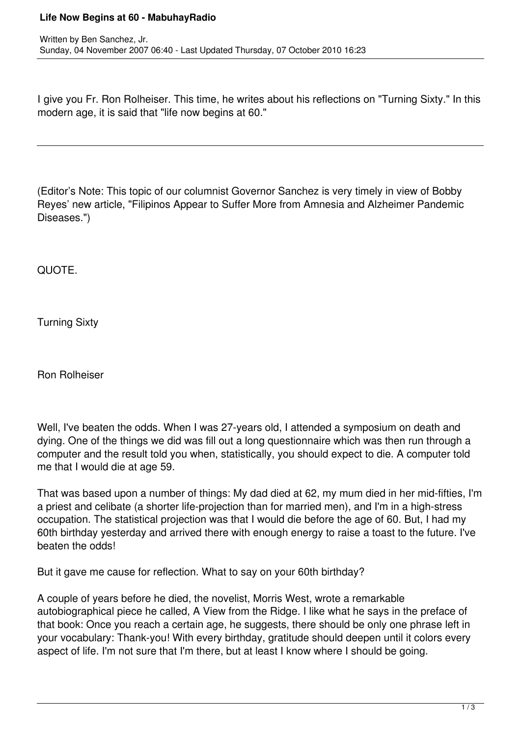# Life Now Begins at 60 - MabuhayRadio

Written by Ben Sanchez, Jr.
Sunday, 04 November 2007 06:40 - Last Updated Thursday, 07 October 2010 16:23

I give you Fr. Ron Rolheiser. This time, he writes about his reflections on "Turning Sixty." In this modern age, it is said that "life now begins at 60."

---

(Editor's Note: This topic of our columnist Governor Sanchez is very timely in view of Bobby Reyes' new article, "Filipinos Appear to Suffer More from Amnesia and Alzheimer Pandemic Diseases.")

QUOTE.

Turning Sixty

Ron Rolheiser

Well, I've beaten the odds. When I was 27-years old, I attended a symposium on death and dying. One of the things we did was fill out a long questionnaire which was then run through a computer and the result told you when, statistically, you should expect to die. A computer told me that I would die at age 59.

That was based upon a number of things: My dad died at 62, my mum died in her mid-fifties, I'm a priest and celibate (a shorter life-projection than for married men), and I'm in a high-stress occupation. The statistical projection was that I would die before the age of 60. But, I had my 60th birthday yesterday and arrived there with enough energy to raise a toast to the future. I've beaten the odds!

But it gave me cause for reflection. What to say on your 60th birthday?

A couple of years before he died, the novelist, Morris West, wrote a remarkable autobiographical piece he called, A View from the Ridge. I like what he says in the preface of that book: Once you reach a certain age, he suggests, there should be only one phrase left in your vocabulary: Thank-you! With every birthday, gratitude should deepen until it colors every aspect of life. I'm not sure that I'm there, but at least I know where I should be going.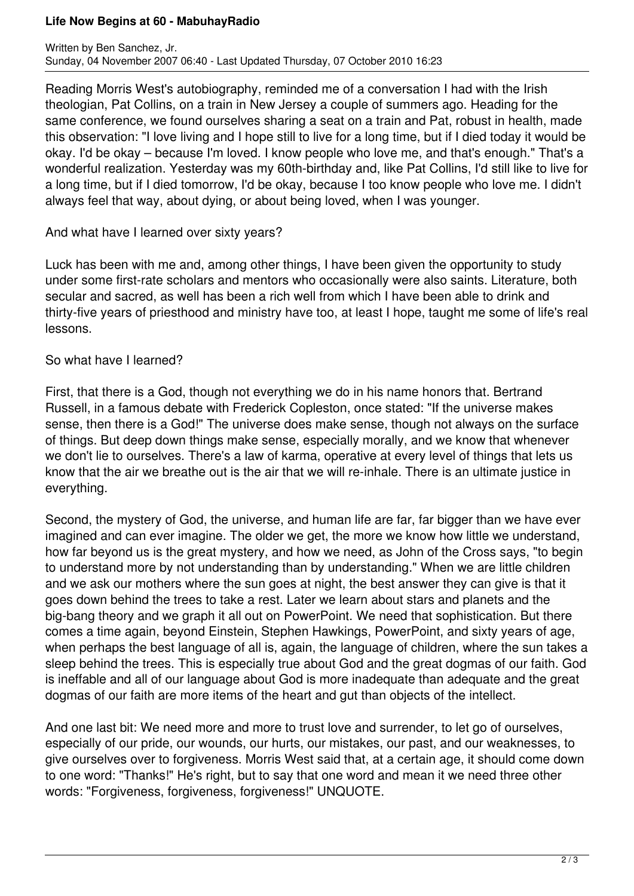Reading Morris West's autobiography, reminded me of a conversation I had with the Irish theologian, Pat Collins, on a train in New Jersey a couple of summers ago. Heading for the same conference, we found ourselves sharing a seat on a train and Pat, robust in health, made this observation: "I love living and I hope still to live for a long time, but if I died today it would be okay. I'd be okay – because I'm loved. I know people who love me, and that's enough." That's a wonderful realization. Yesterday was my 60th-birthday and, like Pat Collins, I'd still like to live for a long time, but if I died tomorrow, I'd be okay, because I too know people who love me. I didn't always feel that way, about dying, or about being loved, when I was younger.

And what have I learned over sixty years?

Luck has been with me and, among other things, I have been given the opportunity to study under some first-rate scholars and mentors who occasionally were also saints. Literature, both secular and sacred, as well has been a rich well from which I have been able to drink and thirty-five years of priesthood and ministry have too, at least I hope, taught me some of life's real lessons.

So what have I learned?

First, that there is a God, though not everything we do in his name honors that. Bertrand Russell, in a famous debate with Frederick Copleston, once stated: "If the universe makes sense, then there is a God!" The universe does make sense, though not always on the surface of things. But deep down things make sense, especially morally, and we know that whenever we don't lie to ourselves. There's a law of karma, operative at every level of things that lets us know that the air we breathe out is the air that we will re-inhale. There is an ultimate justice in everything.

Second, the mystery of God, the universe, and human life are far, far bigger than we have ever imagined and can ever imagine. The older we get, the more we know how little we understand, how far beyond us is the great mystery, and how we need, as John of the Cross says, "to begin to understand more by not understanding than by understanding." When we are little children and we ask our mothers where the sun goes at night, the best answer they can give is that it goes down behind the trees to take a rest. Later we learn about stars and planets and the big-bang theory and we graph it all out on PowerPoint. We need that sophistication. But there comes a time again, beyond Einstein, Stephen Hawkings, PowerPoint, and sixty years of age, when perhaps the best language of all is, again, the language of children, where the sun takes a sleep behind the trees. This is especially true about God and the great dogmas of our faith. God is ineffable and all of our language about God is more inadequate than adequate and the great dogmas of our faith are more items of the heart and gut than objects of the intellect.

And one last bit: We need more and more to trust love and surrender, to let go of ourselves, especially of our pride, our wounds, our hurts, our mistakes, our past, and our weaknesses, to give ourselves over to forgiveness. Morris West said that, at a certain age, it should come down to one word: "Thanks!" He's right, but to say that one word and mean it we need three other words: "Forgiveness, forgiveness, forgiveness!" UNQUOTE.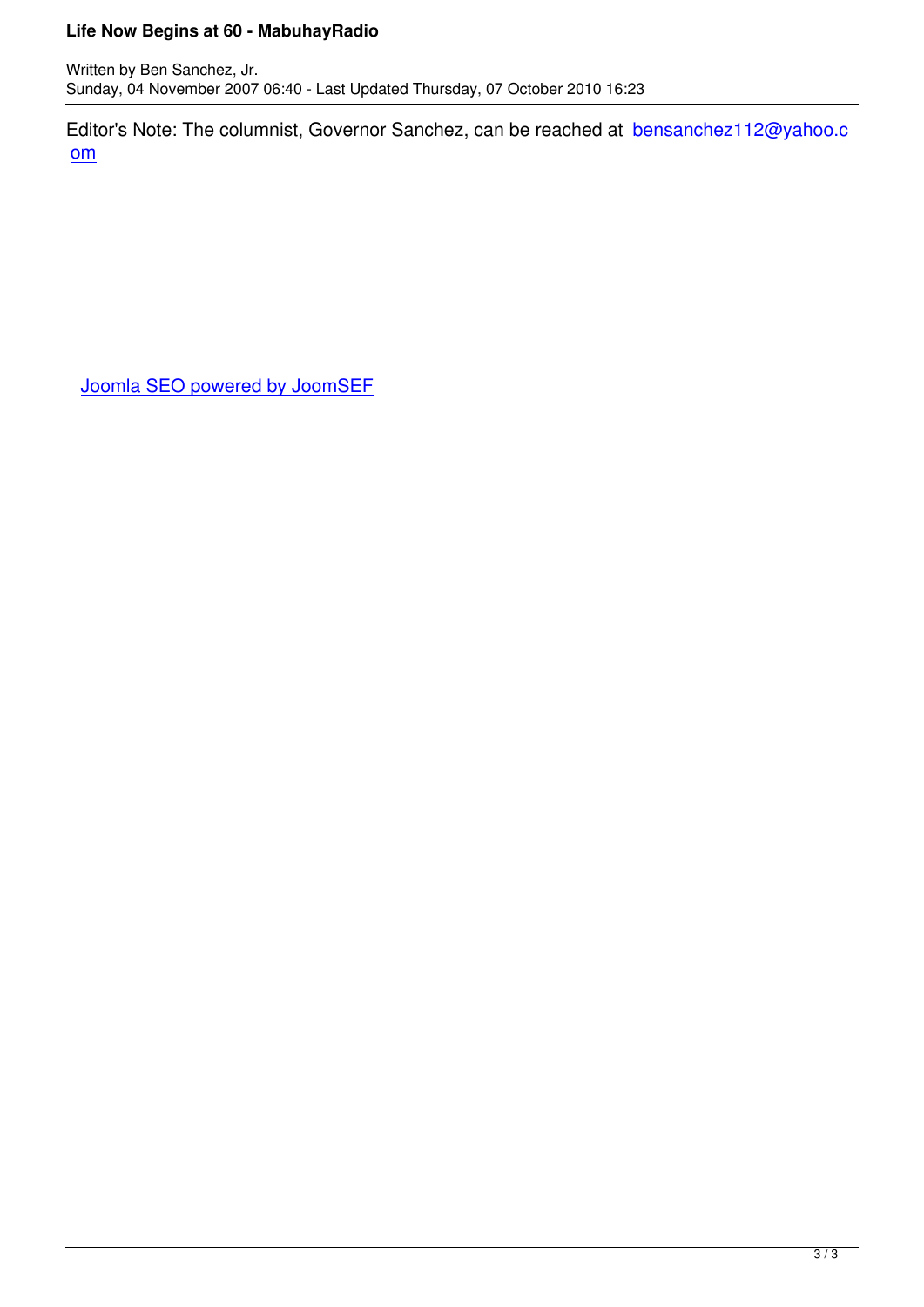Editor's Note: The columnist, Governor Sanchez, can be reached at bensanchez112@yahoo.com

Joomla SEO powered by JoomSEF